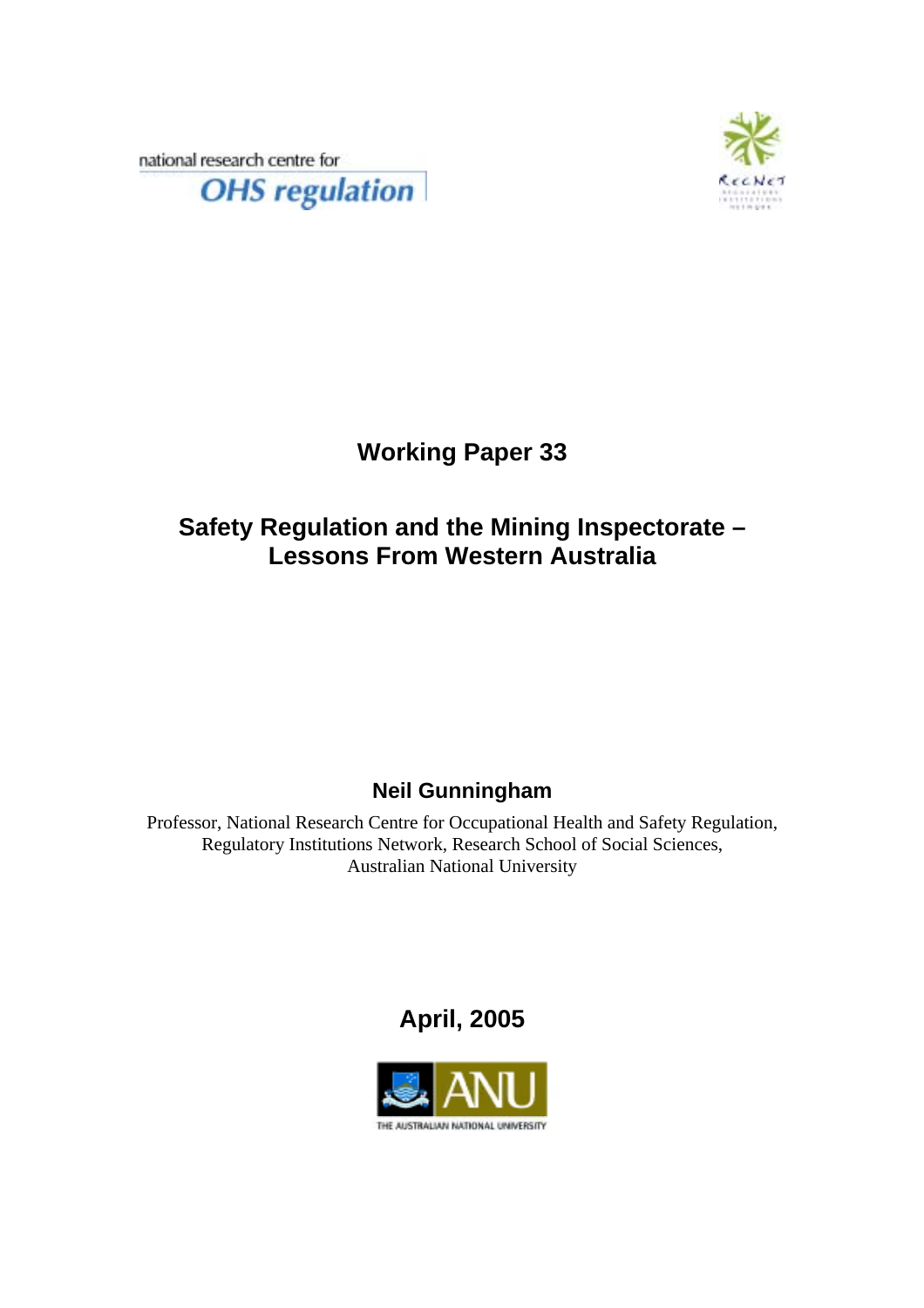national research centre for

**OHS regulation**

# Working Paper 33

## Safety Regulation and the Mining Inspectorate – Lessons From Western Australia

**Neil Gunningham**

Professor, National Research Centre for Occupational Health and Safety Regulation,
Regulatory Institutions Network, Research School of Social Sciences,
Australian National University

**April, 2005**

THE AUSTRALIAN NATIONAL UNIVERSITY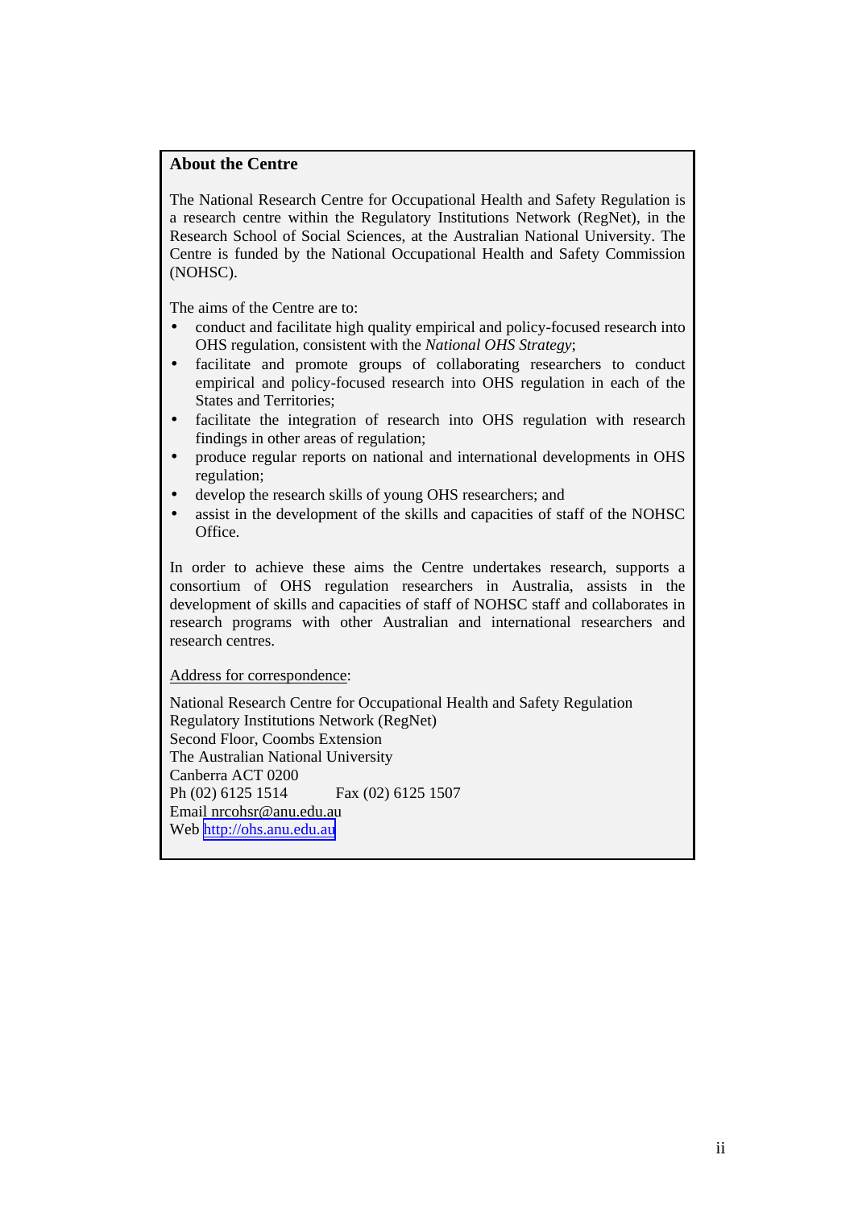## About the Centre

The National Research Centre for Occupational Health and Safety Regulation is a research centre within the Regulatory Institutions Network (RegNet), in the Research School of Social Sciences, at the Australian National University. The Centre is funded by the National Occupational Health and Safety Commission (NOHSC).

The aims of the Centre are to:

- conduct and facilitate high quality empirical and policy-focused research into OHS regulation, consistent with the *National OHS Strategy*;
- facilitate and promote groups of collaborating researchers to conduct empirical and policy-focused research into OHS regulation in each of the States and Territories;
- facilitate the integration of research into OHS regulation with research findings in other areas of regulation;
- produce regular reports on national and international developments in OHS regulation;
- develop the research skills of young OHS researchers; and
- assist in the development of the skills and capacities of staff of the NOHSC Office.

In order to achieve these aims the Centre undertakes research, supports a consortium of OHS regulation researchers in Australia, assists in the development of skills and capacities of staff of NOHSC staff and collaborates in research programs with other Australian and international researchers and research centres.

Address for correspondence:

National Research Centre for Occupational Health and Safety Regulation
Regulatory Institutions Network (RegNet)
Second Floor, Coombs Extension
The Australian National University
Canberra ACT 0200
Ph (02) 6125 1514 Fax (02) 6125 1507
Email nrcohsr@anu.edu.au
Web http://ohs.anu.edu.au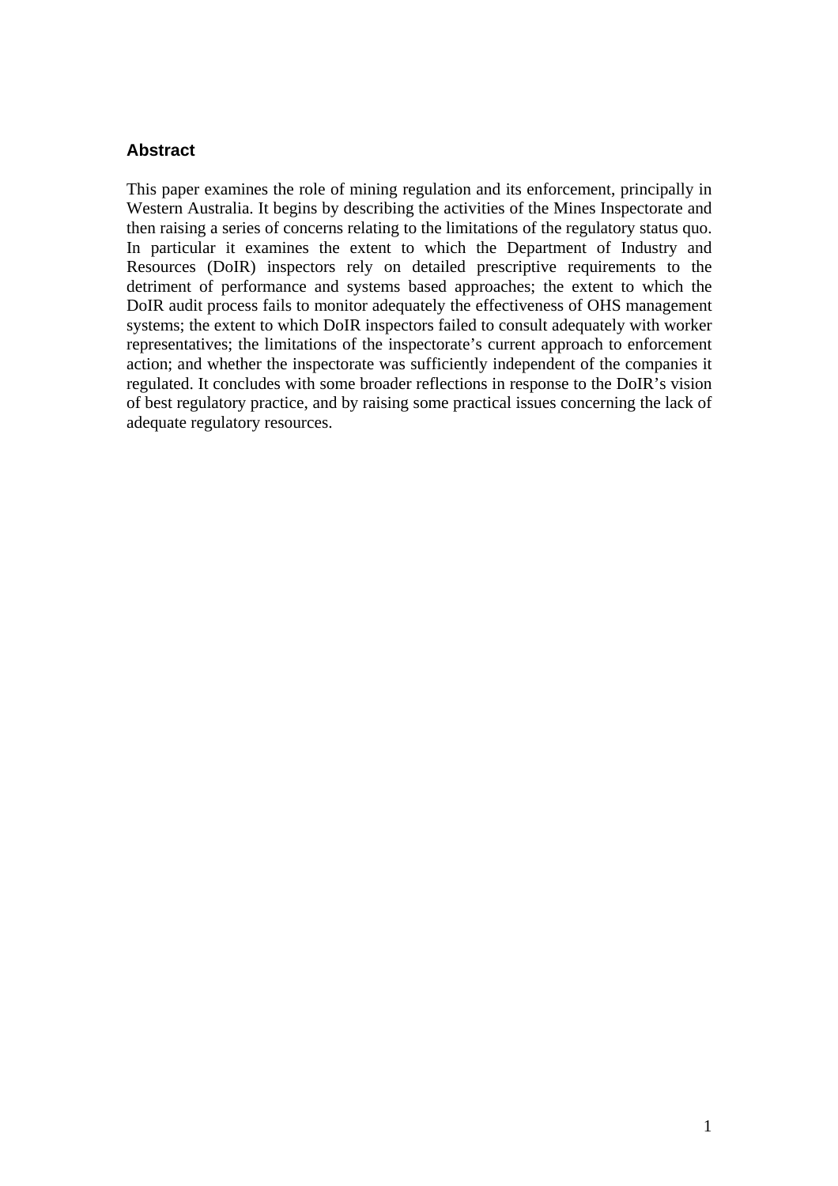## Abstract

This paper examines the role of mining regulation and its enforcement, principally in Western Australia. It begins by describing the activities of the Mines Inspectorate and then raising a series of concerns relating to the limitations of the regulatory status quo. In particular it examines the extent to which the Department of Industry and Resources (DoIR) inspectors rely on detailed prescriptive requirements to the detriment of performance and systems based approaches; the extent to which the DoIR audit process fails to monitor adequately the effectiveness of OHS management systems; the extent to which DoIR inspectors failed to consult adequately with worker representatives; the limitations of the inspectorate's current approach to enforcement action; and whether the inspectorate was sufficiently independent of the companies it regulated. It concludes with some broader reflections in response to the DoIR's vision of best regulatory practice, and by raising some practical issues concerning the lack of adequate regulatory resources.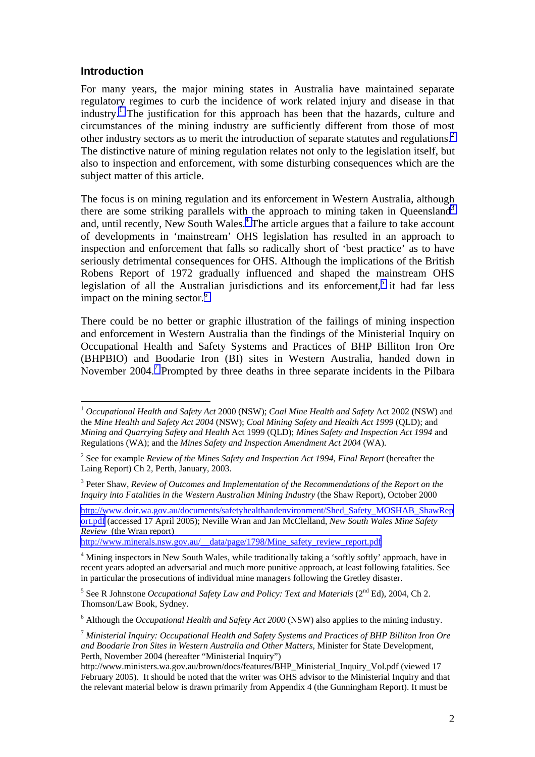## Introduction

For many years, the major mining states in Australia have maintained separate regulatory regimes to curb the incidence of work related injury and disease in that industry.[1] The justification for this approach has been that the hazards, culture and circumstances of the mining industry are sufficiently different from those of most other industry sectors as to merit the introduction of separate statutes and regulations.[2] The distinctive nature of mining regulation relates not only to the legislation itself, but also to inspection and enforcement, with some disturbing consequences which are the subject matter of this article.

The focus is on mining regulation and its enforcement in Western Australia, although there are some striking parallels with the approach to mining taken in Queensland[3] and, until recently, New South Wales.[4] The article argues that a failure to take account of developments in 'mainstream' OHS legislation has resulted in an approach to inspection and enforcement that falls so radically short of 'best practice' as to have seriously detrimental consequences for OHS. Although the implications of the British Robens Report of 1972 gradually influenced and shaped the mainstream OHS legislation of all the Australian jurisdictions and its enforcement,[5] it had far less impact on the mining sector.[6]

There could be no better or graphic illustration of the failings of mining inspection and enforcement in Western Australia than the findings of the Ministerial Inquiry on Occupational Health and Safety Systems and Practices of BHP Billiton Iron Ore (BHPBIO) and Boodarie Iron (BI) sites in Western Australia, handed down in November 2004.[7] Prompted by three deaths in three separate incidents in the Pilbara

---

[1] *Occupational Health and Safety Act* 2000 (NSW); *Coal Mine Health and Safety* Act 2002 (NSW) and the *Mine Health and Safety Act 2004* (NSW); *Coal Mining Safety and Health Act 1999* (QLD); and *Mining and Quarrying Safety and Health* Act 1999 (QLD); *Mines Safety and Inspection Act 1994* and Regulations (WA); and the *Mines Safety and Inspection Amendment Act 2004* (WA).

[2] See for example *Review of the Mines Safety and Inspection Act 1994, Final Report* (hereafter the Laing Report) Ch 2, Perth, January, 2003.

[3] Peter Shaw, *Review of Outcomes and Implementation of the Recommendations of the Report on the Inquiry into Fatalities in the Western Australian Mining Industry* (the Shaw Report), October 2000 http://www.doir.wa.gov.au/documents/safetyhealthandenvironment/Shed_Safety_MOSHAB_ShawReport.pdf (accessed 17 April 2005); Neville Wran and Jan McClelland, *New South Wales Mine Safety Review* (the Wran report) http://www.minerals.nsw.gov.au/__data/page/1798/Mine_safety_review_report.pdf

[4] Mining inspectors in New South Wales, while traditionally taking a 'softly softly' approach, have in recent years adopted an adversarial and much more punitive approach, at least following fatalities. See in particular the prosecutions of individual mine managers following the Gretley disaster.

[5] See R Johnstone *Occupational Safety Law and Policy: Text and Materials* (2nd Ed), 2004, Ch 2. Thomson/Law Book, Sydney.

[6] Although the *Occupational Health and Safety Act 2000* (NSW) also applies to the mining industry.

[7] *Ministerial Inquiry: Occupational Health and Safety Systems and Practices of BHP Billiton Iron Ore and Boodarie Iron Sites in Western Australia and Other Matters*, Minister for State Development, Perth, November 2004 (hereafter "Ministerial Inquiry") http://www.ministers.wa.gov.au/brown/docs/features/BHP_Ministerial_Inquiry_Vol.pdf (viewed 17 February 2005). It should be noted that the writer was OHS advisor to the Ministerial Inquiry and that the relevant material below is drawn primarily from Appendix 4 (the Gunningham Report). It must be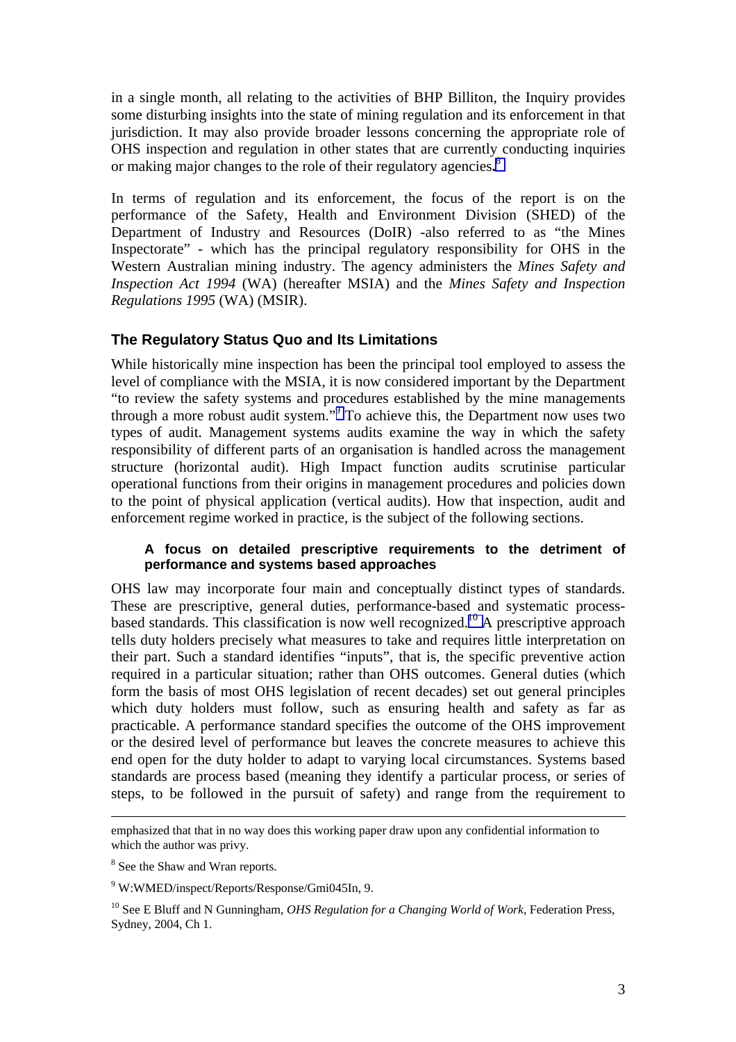in a single month, all relating to the activities of BHP Billiton, the Inquiry provides some disturbing insights into the state of mining regulation and its enforcement in that jurisdiction. It may also provide broader lessons concerning the appropriate role of OHS inspection and regulation in other states that are currently conducting inquiries or making major changes to the role of their regulatory agencies.[8]

In terms of regulation and its enforcement, the focus of the report is on the performance of the Safety, Health and Environment Division (SHED) of the Department of Industry and Resources (DoIR) -also referred to as "the Mines Inspectorate" - which has the principal regulatory responsibility for OHS in the Western Australian mining industry. The agency administers the *Mines Safety and Inspection Act 1994* (WA) (hereafter MSIA) and the *Mines Safety and Inspection Regulations 1995* (WA) (MSIR).

## The Regulatory Status Quo and Its Limitations

While historically mine inspection has been the principal tool employed to assess the level of compliance with the MSIA, it is now considered important by the Department "to review the safety systems and procedures established by the mine managements through a more robust audit system."[9] To achieve this, the Department now uses two types of audit. Management systems audits examine the way in which the safety responsibility of different parts of an organisation is handled across the management structure (horizontal audit). High Impact function audits scrutinise particular operational functions from their origins in management procedures and policies down to the point of physical application (vertical audits). How that inspection, audit and enforcement regime worked in practice, is the subject of the following sections.

### A focus on detailed prescriptive requirements to the detriment of performance and systems based approaches

OHS law may incorporate four main and conceptually distinct types of standards. These are prescriptive, general duties, performance-based and systematic process-based standards. This classification is now well recognized.[10] A prescriptive approach tells duty holders precisely what measures to take and requires little interpretation on their part. Such a standard identifies "inputs", that is, the specific preventive action required in a particular situation; rather than OHS outcomes. General duties (which form the basis of most OHS legislation of recent decades) set out general principles which duty holders must follow, such as ensuring health and safety as far as practicable. A performance standard specifies the outcome of the OHS improvement or the desired level of performance but leaves the concrete measures to achieve this end open for the duty holder to adapt to varying local circumstances. Systems based standards are process based (meaning they identify a particular process, or series of steps, to be followed in the pursuit of safety) and range from the requirement to

---

emphasized that that in no way does this working paper draw upon any confidential information to which the author was privy.

[8] See the Shaw and Wran reports.

[9] W:WMED/inspect/Reports/Response/Gmi045In, 9.

[10] See E Bluff and N Gunningham, *OHS Regulation for a Changing World of Work*, Federation Press, Sydney, 2004, Ch 1.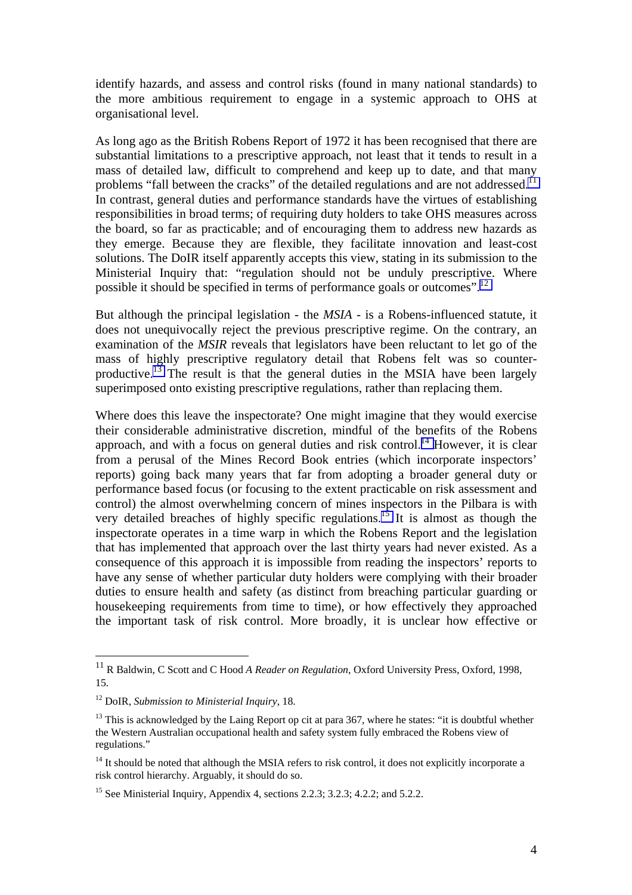identify hazards, and assess and control risks (found in many national standards) to the more ambitious requirement to engage in a systemic approach to OHS at organisational level.

As long ago as the British Robens Report of 1972 it has been recognised that there are substantial limitations to a prescriptive approach, not least that it tends to result in a mass of detailed law, difficult to comprehend and keep up to date, and that many problems "fall between the cracks" of the detailed regulations and are not addressed.[11] In contrast, general duties and performance standards have the virtues of establishing responsibilities in broad terms; of requiring duty holders to take OHS measures across the board, so far as practicable; and of encouraging them to address new hazards as they emerge. Because they are flexible, they facilitate innovation and least-cost solutions. The DoIR itself apparently accepts this view, stating in its submission to the Ministerial Inquiry that: "regulation should not be unduly prescriptive. Where possible it should be specified in terms of performance goals or outcomes".[12]

But although the principal legislation - the *MSIA* - is a Robens-influenced statute, it does not unequivocally reject the previous prescriptive regime. On the contrary, an examination of the *MSIR* reveals that legislators have been reluctant to let go of the mass of highly prescriptive regulatory detail that Robens felt was so counter-productive.[13] The result is that the general duties in the MSIA have been largely superimposed onto existing prescriptive regulations, rather than replacing them.

Where does this leave the inspectorate? One might imagine that they would exercise their considerable administrative discretion, mindful of the benefits of the Robens approach, and with a focus on general duties and risk control.[14] However, it is clear from a perusal of the Mines Record Book entries (which incorporate inspectors' reports) going back many years that far from adopting a broader general duty or performance based focus (or focusing to the extent practicable on risk assessment and control) the almost overwhelming concern of mines inspectors in the Pilbara is with very detailed breaches of highly specific regulations.[15] It is almost as though the inspectorate operates in a time warp in which the Robens Report and the legislation that has implemented that approach over the last thirty years had never existed. As a consequence of this approach it is impossible from reading the inspectors' reports to have any sense of whether particular duty holders were complying with their broader duties to ensure health and safety (as distinct from breaching particular guarding or housekeeping requirements from time to time), or how effectively they approached the important task of risk control. More broadly, it is unclear how effective or

---

[11] R Baldwin, C Scott and C Hood *A Reader on Regulation*, Oxford University Press, Oxford, 1998, 15.

[12] DoIR, *Submission to Ministerial Inquiry*, 18.

[13] This is acknowledged by the Laing Report op cit at para 367, where he states: "it is doubtful whether the Western Australian occupational health and safety system fully embraced the Robens view of regulations."

[14] It should be noted that although the MSIA refers to risk control, it does not explicitly incorporate a risk control hierarchy. Arguably, it should do so.

[15] See Ministerial Inquiry, Appendix 4, sections 2.2.3; 3.2.3; 4.2.2; and 5.2.2.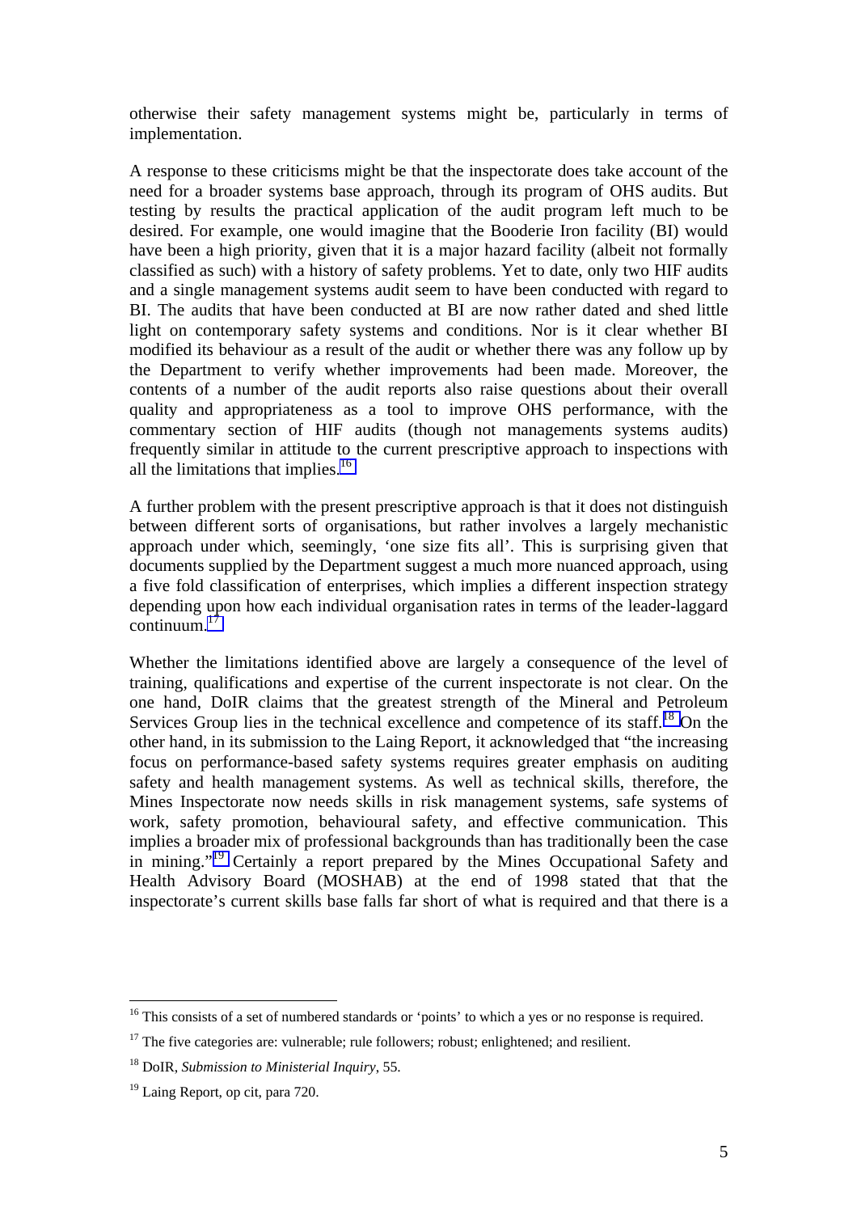otherwise their safety management systems might be, particularly in terms of implementation.

A response to these criticisms might be that the inspectorate does take account of the need for a broader systems base approach, through its program of OHS audits. But testing by results the practical application of the audit program left much to be desired. For example, one would imagine that the Booderie Iron facility (BI) would have been a high priority, given that it is a major hazard facility (albeit not formally classified as such) with a history of safety problems. Yet to date, only two HIF audits and a single management systems audit seem to have been conducted with regard to BI. The audits that have been conducted at BI are now rather dated and shed little light on contemporary safety systems and conditions. Nor is it clear whether BI modified its behaviour as a result of the audit or whether there was any follow up by the Department to verify whether improvements had been made. Moreover, the contents of a number of the audit reports also raise questions about their overall quality and appropriateness as a tool to improve OHS performance, with the commentary section of HIF audits (though not managements systems audits) frequently similar in attitude to the current prescriptive approach to inspections with all the limitations that implies.[16]

A further problem with the present prescriptive approach is that it does not distinguish between different sorts of organisations, but rather involves a largely mechanistic approach under which, seemingly, 'one size fits all'. This is surprising given that documents supplied by the Department suggest a much more nuanced approach, using a five fold classification of enterprises, which implies a different inspection strategy depending upon how each individual organisation rates in terms of the leader-laggard continuum.[17]

Whether the limitations identified above are largely a consequence of the level of training, qualifications and expertise of the current inspectorate is not clear. On the one hand, DoIR claims that the greatest strength of the Mineral and Petroleum Services Group lies in the technical excellence and competence of its staff.[18] On the other hand, in its submission to the Laing Report, it acknowledged that "the increasing focus on performance-based safety systems requires greater emphasis on auditing safety and health management systems. As well as technical skills, therefore, the Mines Inspectorate now needs skills in risk management systems, safe systems of work, safety promotion, behavioural safety, and effective communication. This implies a broader mix of professional backgrounds than has traditionally been the case in mining."[19] Certainly a report prepared by the Mines Occupational Safety and Health Advisory Board (MOSHAB) at the end of 1998 stated that that the inspectorate's current skills base falls far short of what is required and that there is a

---

[16] This consists of a set of numbered standards or 'points' to which a yes or no response is required.

[17] The five categories are: vulnerable; rule followers; robust; enlightened; and resilient.

[18] DoIR, *Submission to Ministerial Inquiry*, 55.

[19] Laing Report, op cit, para 720.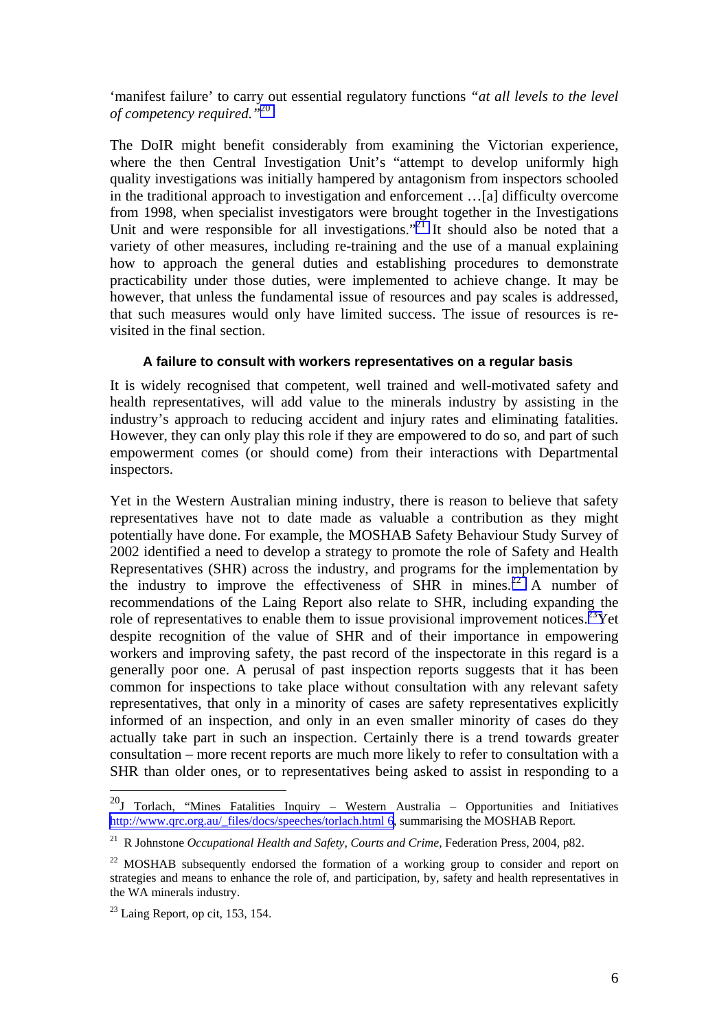'manifest failure' to carry out essential regulatory functions *"at all levels to the level of competency required."*[20]

The DoIR might benefit considerably from examining the Victorian experience, where the then Central Investigation Unit's "attempt to develop uniformly high quality investigations was initially hampered by antagonism from inspectors schooled in the traditional approach to investigation and enforcement …[a] difficulty overcome from 1998, when specialist investigators were brought together in the Investigations Unit and were responsible for all investigations."[21] It should also be noted that a variety of other measures, including re-training and the use of a manual explaining how to approach the general duties and establishing procedures to demonstrate practicability under those duties, were implemented to achieve change. It may be however, that unless the fundamental issue of resources and pay scales is addressed, that such measures would only have limited success. The issue of resources is re-visited in the final section.

#### A failure to consult with workers representatives on a regular basis

It is widely recognised that competent, well trained and well-motivated safety and health representatives, will add value to the minerals industry by assisting in the industry's approach to reducing accident and injury rates and eliminating fatalities. However, they can only play this role if they are empowered to do so, and part of such empowerment comes (or should come) from their interactions with Departmental inspectors.

Yet in the Western Australian mining industry, there is reason to believe that safety representatives have not to date made as valuable a contribution as they might potentially have done. For example, the MOSHAB Safety Behaviour Study Survey of 2002 identified a need to develop a strategy to promote the role of Safety and Health Representatives (SHR) across the industry, and programs for the implementation by the industry to improve the effectiveness of SHR in mines.[22] A number of recommendations of the Laing Report also relate to SHR, including expanding the role of representatives to enable them to issue provisional improvement notices.[23] Yet despite recognition of the value of SHR and of their importance in empowering workers and improving safety, the past record of the inspectorate in this regard is a generally poor one. A perusal of past inspection reports suggests that it has been common for inspections to take place without consultation with any relevant safety representatives, that only in a minority of cases are safety representatives explicitly informed of an inspection, and only in an even smaller minority of cases do they actually take part in such an inspection. Certainly there is a trend towards greater consultation – more recent reports are much more likely to refer to consultation with a SHR than older ones, or to representatives being asked to assist in responding to a

---

[20] J Torlach, "Mines Fatalities Inquiry – Western Australia – Opportunities and Initiatives http://www.qrc.org.au/_files/docs/speeches/torlach.html 6, summarising the MOSHAB Report.

[21] R Johnstone *Occupational Health and Safety, Courts and Crime*, Federation Press, 2004, p82.

[22] MOSHAB subsequently endorsed the formation of a working group to consider and report on strategies and means to enhance the role of, and participation, by, safety and health representatives in the WA minerals industry.

[23] Laing Report, op cit, 153, 154.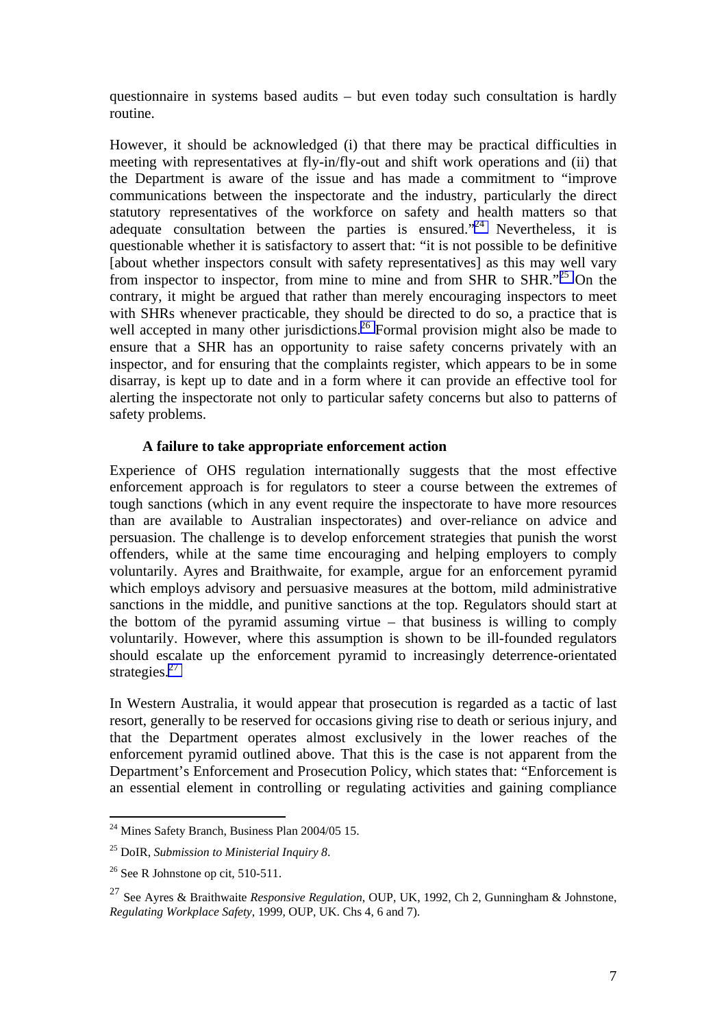questionnaire in systems based audits – but even today such consultation is hardly routine.

However, it should be acknowledged (i) that there may be practical difficulties in meeting with representatives at fly-in/fly-out and shift work operations and (ii) that the Department is aware of the issue and has made a commitment to "improve communications between the inspectorate and the industry, particularly the direct statutory representatives of the workforce on safety and health matters so that adequate consultation between the parties is ensured."[24] Nevertheless, it is questionable whether it is satisfactory to assert that: "it is not possible to be definitive [about whether inspectors consult with safety representatives] as this may well vary from inspector to inspector, from mine to mine and from SHR to SHR."[25] On the contrary, it might be argued that rather than merely encouraging inspectors to meet with SHRs whenever practicable, they should be directed to do so, a practice that is well accepted in many other jurisdictions.[26] Formal provision might also be made to ensure that a SHR has an opportunity to raise safety concerns privately with an inspector, and for ensuring that the complaints register, which appears to be in some disarray, is kept up to date and in a form where it can provide an effective tool for alerting the inspectorate not only to particular safety concerns but also to patterns of safety problems.

**A failure to take appropriate enforcement action**

Experience of OHS regulation internationally suggests that the most effective enforcement approach is for regulators to steer a course between the extremes of tough sanctions (which in any event require the inspectorate to have more resources than are available to Australian inspectorates) and over-reliance on advice and persuasion. The challenge is to develop enforcement strategies that punish the worst offenders, while at the same time encouraging and helping employers to comply voluntarily. Ayres and Braithwaite, for example, argue for an enforcement pyramid which employs advisory and persuasive measures at the bottom, mild administrative sanctions in the middle, and punitive sanctions at the top. Regulators should start at the bottom of the pyramid assuming virtue – that business is willing to comply voluntarily. However, where this assumption is shown to be ill-founded regulators should escalate up the enforcement pyramid to increasingly deterrence-orientated strategies.[27]

In Western Australia, it would appear that prosecution is regarded as a tactic of last resort, generally to be reserved for occasions giving rise to death or serious injury, and that the Department operates almost exclusively in the lower reaches of the enforcement pyramid outlined above. That this is the case is not apparent from the Department's Enforcement and Prosecution Policy, which states that: "Enforcement is an essential element in controlling or regulating activities and gaining compliance

---

[24] Mines Safety Branch, Business Plan 2004/05 15.

[25] DoIR, *Submission to Ministerial Inquiry 8*.

[26] See R Johnstone op cit, 510-511.

[27] See Ayres & Braithwaite *Responsive Regulation*, OUP, UK, 1992, Ch 2, Gunningham & Johnstone, *Regulating Workplace Safety*, 1999, OUP, UK. Chs 4, 6 and 7).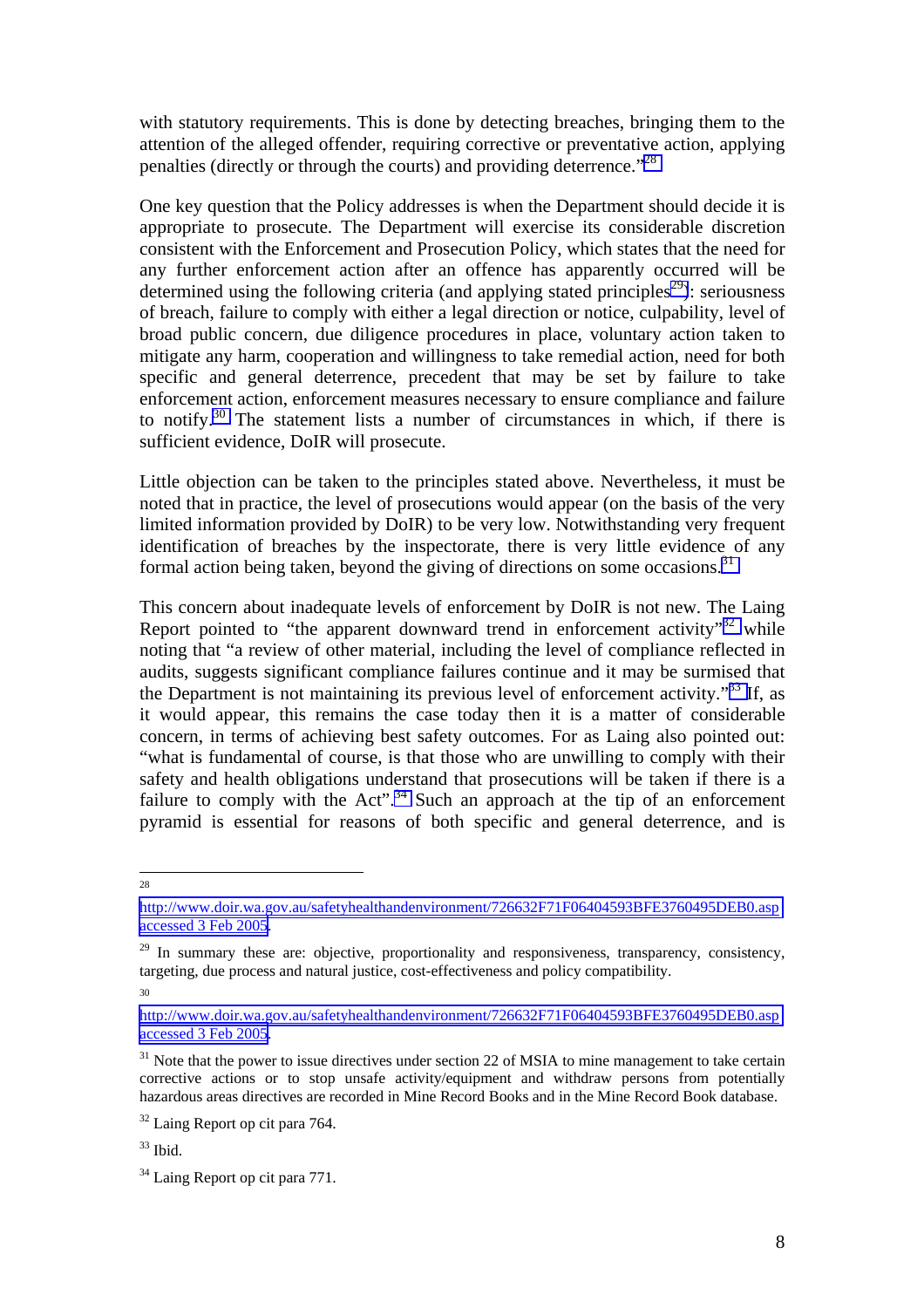with statutory requirements. This is done by detecting breaches, bringing them to the attention of the alleged offender, requiring corrective or preventative action, applying penalties (directly or through the courts) and providing deterrence."[28]

One key question that the Policy addresses is when the Department should decide it is appropriate to prosecute. The Department will exercise its considerable discretion consistent with the Enforcement and Prosecution Policy, which states that the need for any further enforcement action after an offence has apparently occurred will be determined using the following criteria (and applying stated principles[29]): seriousness of breach, failure to comply with either a legal direction or notice, culpability, level of broad public concern, due diligence procedures in place, voluntary action taken to mitigate any harm, cooperation and willingness to take remedial action, need for both specific and general deterrence, precedent that may be set by failure to take enforcement action, enforcement measures necessary to ensure compliance and failure to notify.[30] The statement lists a number of circumstances in which, if there is sufficient evidence, DoIR will prosecute.

Little objection can be taken to the principles stated above. Nevertheless, it must be noted that in practice, the level of prosecutions would appear (on the basis of the very limited information provided by DoIR) to be very low. Notwithstanding very frequent identification of breaches by the inspectorate, there is very little evidence of any formal action being taken, beyond the giving of directions on some occasions.[31]

This concern about inadequate levels of enforcement by DoIR is not new. The Laing Report pointed to "the apparent downward trend in enforcement activity"[32] while noting that "a review of other material, including the level of compliance reflected in audits, suggests significant compliance failures continue and it may be surmised that the Department is not maintaining its previous level of enforcement activity."[33] If, as it would appear, this remains the case today then it is a matter of considerable concern, in terms of achieving best safety outcomes. For as Laing also pointed out: "what is fundamental of course, is that those who are unwilling to comply with their safety and health obligations understand that prosecutions will be taken if there is a failure to comply with the Act".[34] Such an approach at the tip of an enforcement pyramid is essential for reasons of both specific and general deterrence, and is

---

[28] http://www.doir.wa.gov.au/safetyhealthandenvironment/726632F71F06404593BFE3760495DEB0.asp accessed 3 Feb 2005.

[29] In summary these are: objective, proportionality and responsiveness, transparency, consistency, targeting, due process and natural justice, cost-effectiveness and policy compatibility.

[30] http://www.doir.wa.gov.au/safetyhealthandenvironment/726632F71F06404593BFE3760495DEB0.asp accessed 3 Feb 2005.

[31] Note that the power to issue directives under section 22 of MSIA to mine management to take certain corrective actions or to stop unsafe activity/equipment and withdraw persons from potentially hazardous areas directives are recorded in Mine Record Books and in the Mine Record Book database.

[32] Laing Report op cit para 764.

[33] Ibid.

[34] Laing Report op cit para 771.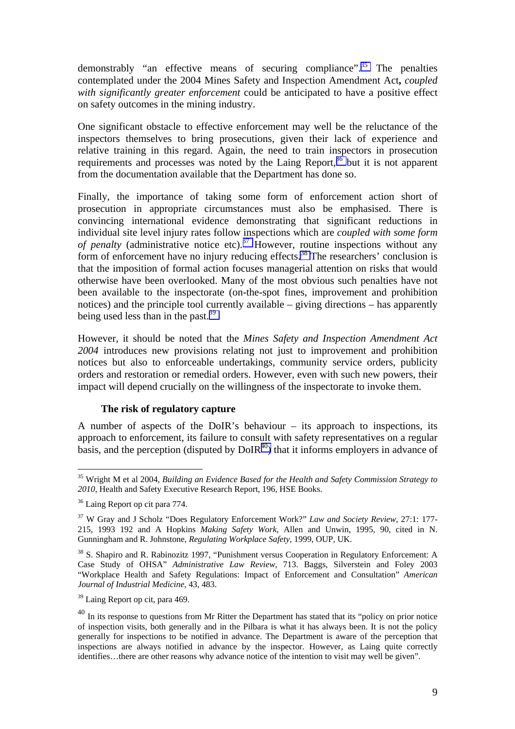demonstrably "an effective means of securing compliance".[35] The penalties contemplated under the 2004 Mines Safety and Inspection Amendment Act**,** *coupled with significantly greater enforcement* could be anticipated to have a positive effect on safety outcomes in the mining industry.

One significant obstacle to effective enforcement may well be the reluctance of the inspectors themselves to bring prosecutions, given their lack of experience and relative training in this regard. Again, the need to train inspectors in prosecution requirements and processes was noted by the Laing Report,[36] but it is not apparent from the documentation available that the Department has done so.

Finally, the importance of taking some form of enforcement action short of prosecution in appropriate circumstances must also be emphasised. There is convincing international evidence demonstrating that significant reductions in individual site level injury rates follow inspections which are *coupled with some form of penalty* (administrative notice etc).[37] However, routine inspections without any form of enforcement have no injury reducing effects.[38] The researchers' conclusion is that the imposition of formal action focuses managerial attention on risks that would otherwise have been overlooked. Many of the most obvious such penalties have not been available to the inspectorate (on-the-spot fines, improvement and prohibition notices) and the principle tool currently available – giving directions – has apparently being used less than in the past.[39]

However, it should be noted that the *Mines Safety and Inspection Amendment Act 2004* introduces new provisions relating not just to improvement and prohibition notices but also to enforceable undertakings, community service orders, publicity orders and restoration or remedial orders. However, even with such new powers, their impact will depend crucially on the willingness of the inspectorate to invoke them.

### The risk of regulatory capture

A number of aspects of the DoIR's behaviour – its approach to inspections, its approach to enforcement, its failure to consult with safety representatives on a regular basis, and the perception (disputed by DoIR[40]) that it informs employers in advance of

---

[35] Wright M et al 2004, *Building an Evidence Based for the Health and Safety Commission Strategy to 2010*, Health and Safety Executive Research Report, 196, HSE Books.

[36] Laing Report op cit para 774.

[37] W Gray and J Scholz "Does Regulatory Enforcement Work?" *Law and Society Review*, 27:1: 177-215, 1993 192 and A Hopkins *Making Safety Work*, Allen and Unwin, 1995, 90, cited in N. Gunningham and R. Johnstone, *Regulating Workplace Safety*, 1999, OUP, UK.

[38] S. Shapiro and R. Rabinozitz 1997, "Punishment versus Cooperation in Regulatory Enforcement: A Case Study of OHSA" *Administrative Law Review*, 713. Baggs, Silverstein and Foley 2003 "Workplace Health and Safety Regulations: Impact of Enforcement and Consultation" *American Journal of Industrial Medicine*, 43, 483.

[39] Laing Report op cit, para 469.

[40] In its response to questions from Mr Ritter the Department has stated that its "policy on prior notice of inspection visits, both generally and in the Pilbara is what it has always been. It is not the policy generally for inspections to be notified in advance. The Department is aware of the perception that inspections are always notified in advance by the inspector. However, as Laing quite correctly identifies…there are other reasons why advance notice of the intention to visit may well be given".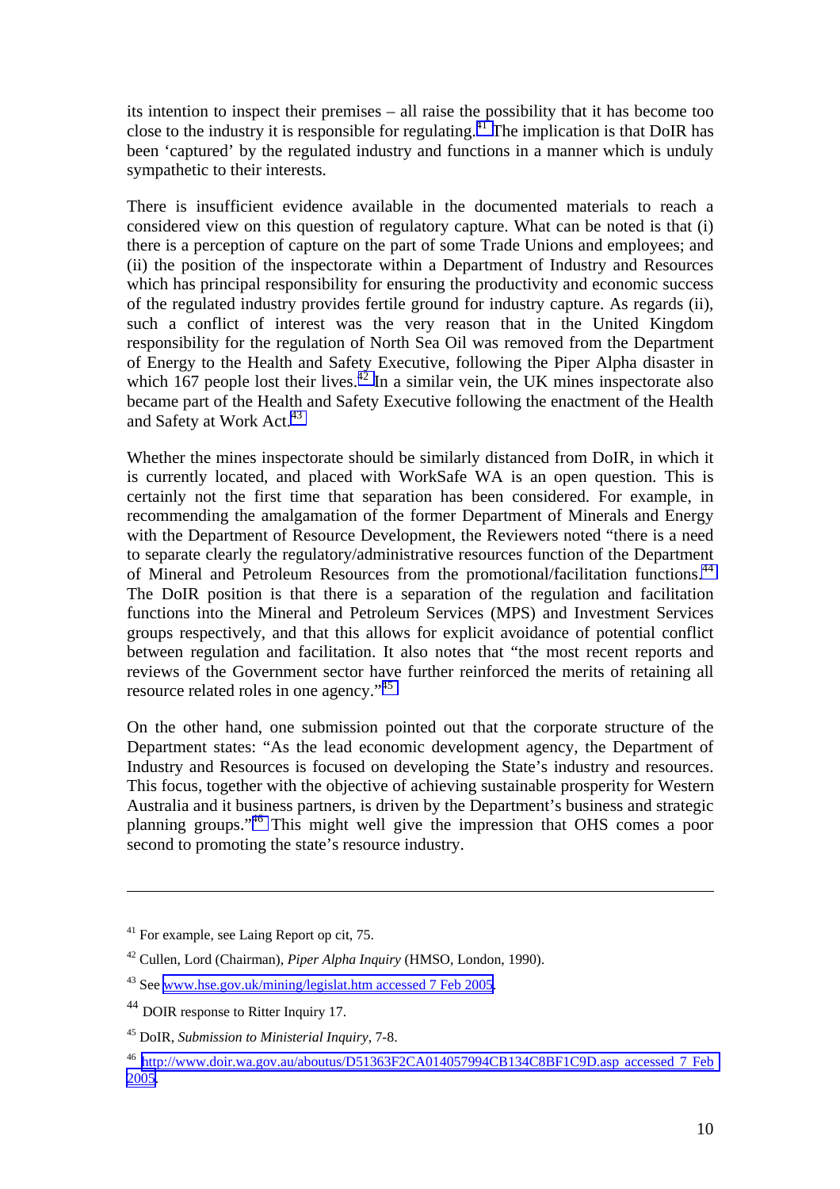its intention to inspect their premises – all raise the possibility that it has become too close to the industry it is responsible for regulating.[41] The implication is that DoIR has been 'captured' by the regulated industry and functions in a manner which is unduly sympathetic to their interests.

There is insufficient evidence available in the documented materials to reach a considered view on this question of regulatory capture. What can be noted is that (i) there is a perception of capture on the part of some Trade Unions and employees; and (ii) the position of the inspectorate within a Department of Industry and Resources which has principal responsibility for ensuring the productivity and economic success of the regulated industry provides fertile ground for industry capture. As regards (ii), such a conflict of interest was the very reason that in the United Kingdom responsibility for the regulation of North Sea Oil was removed from the Department of Energy to the Health and Safety Executive, following the Piper Alpha disaster in which 167 people lost their lives.[42] In a similar vein, the UK mines inspectorate also became part of the Health and Safety Executive following the enactment of the Health and Safety at Work Act.[43]

Whether the mines inspectorate should be similarly distanced from DoIR, in which it is currently located, and placed with WorkSafe WA is an open question. This is certainly not the first time that separation has been considered. For example, in recommending the amalgamation of the former Department of Minerals and Energy with the Department of Resource Development, the Reviewers noted "there is a need to separate clearly the regulatory/administrative resources function of the Department of Mineral and Petroleum Resources from the promotional/facilitation functions.[44] The DoIR position is that there is a separation of the regulation and facilitation functions into the Mineral and Petroleum Services (MPS) and Investment Services groups respectively, and that this allows for explicit avoidance of potential conflict between regulation and facilitation. It also notes that "the most recent reports and reviews of the Government sector have further reinforced the merits of retaining all resource related roles in one agency."[45]

On the other hand, one submission pointed out that the corporate structure of the Department states: "As the lead economic development agency, the Department of Industry and Resources is focused on developing the State's industry and resources. This focus, together with the objective of achieving sustainable prosperity for Western Australia and it business partners, is driven by the Department's business and strategic planning groups."[46] This might well give the impression that OHS comes a poor second to promoting the state's resource industry.

---

[41] For example, see Laing Report op cit, 75.

[42] Cullen, Lord (Chairman), *Piper Alpha Inquiry* (HMSO, London, 1990).

[43] See www.hse.gov.uk/mining/legislat.htm accessed 7 Feb 2005.

[44] DOIR response to Ritter Inquiry 17.

[45] DoIR, *Submission to Ministerial Inquiry*, 7-8.

[46] http://www.doir.wa.gov.au/aboutus/D51363F2CA014057994CB134C8BF1C9D.asp accessed 7 Feb 2005.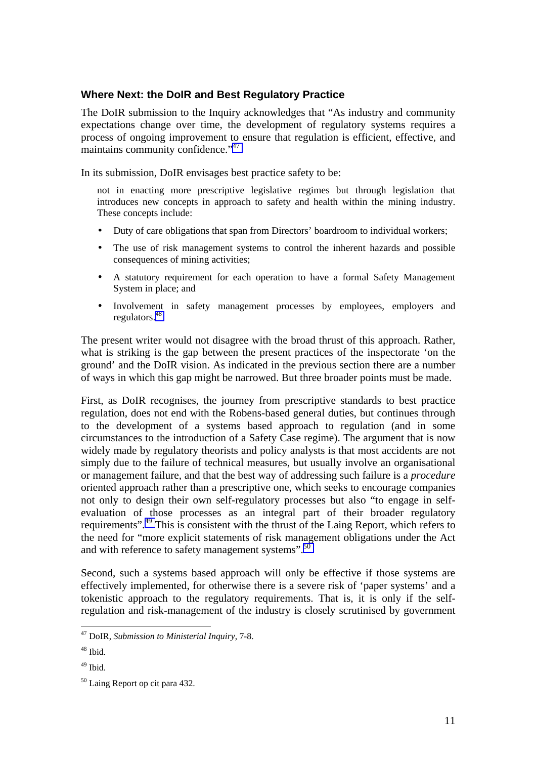### Where Next: the DoIR and Best Regulatory Practice

The DoIR submission to the Inquiry acknowledges that "As industry and community expectations change over time, the development of regulatory systems requires a process of ongoing improvement to ensure that regulation is efficient, effective, and maintains community confidence."[47]

In its submission, DoIR envisages best practice safety to be:

> not in enacting more prescriptive legislative regimes but through legislation that introduces new concepts in approach to safety and health within the mining industry. These concepts include:
>
> - Duty of care obligations that span from Directors' boardroom to individual workers;
> - The use of risk management systems to control the inherent hazards and possible consequences of mining activities;
> - A statutory requirement for each operation to have a formal Safety Management System in place; and
> - Involvement in safety management processes by employees, employers and regulators.[48]

The present writer would not disagree with the broad thrust of this approach. Rather, what is striking is the gap between the present practices of the inspectorate 'on the ground' and the DoIR vision. As indicated in the previous section there are a number of ways in which this gap might be narrowed. But three broader points must be made.

First, as DoIR recognises, the journey from prescriptive standards to best practice regulation, does not end with the Robens-based general duties, but continues through to the development of a systems based approach to regulation (and in some circumstances to the introduction of a Safety Case regime). The argument that is now widely made by regulatory theorists and policy analysts is that most accidents are not simply due to the failure of technical measures, but usually involve an organisational or management failure, and that the best way of addressing such failure is a *procedure* oriented approach rather than a prescriptive one, which seeks to encourage companies not only to design their own self-regulatory processes but also "to engage in self-evaluation of those processes as an integral part of their broader regulatory requirements".[49] This is consistent with the thrust of the Laing Report, which refers to the need for "more explicit statements of risk management obligations under the Act and with reference to safety management systems".[50]

Second, such a systems based approach will only be effective if those systems are effectively implemented, for otherwise there is a severe risk of 'paper systems' and a tokenistic approach to the regulatory requirements. That is, it is only if the self-regulation and risk-management of the industry is closely scrutinised by government

---

[47] DoIR, *Submission to Ministerial Inquiry*, 7-8.

[48] Ibid.

[49] Ibid.

[50] Laing Report op cit para 432.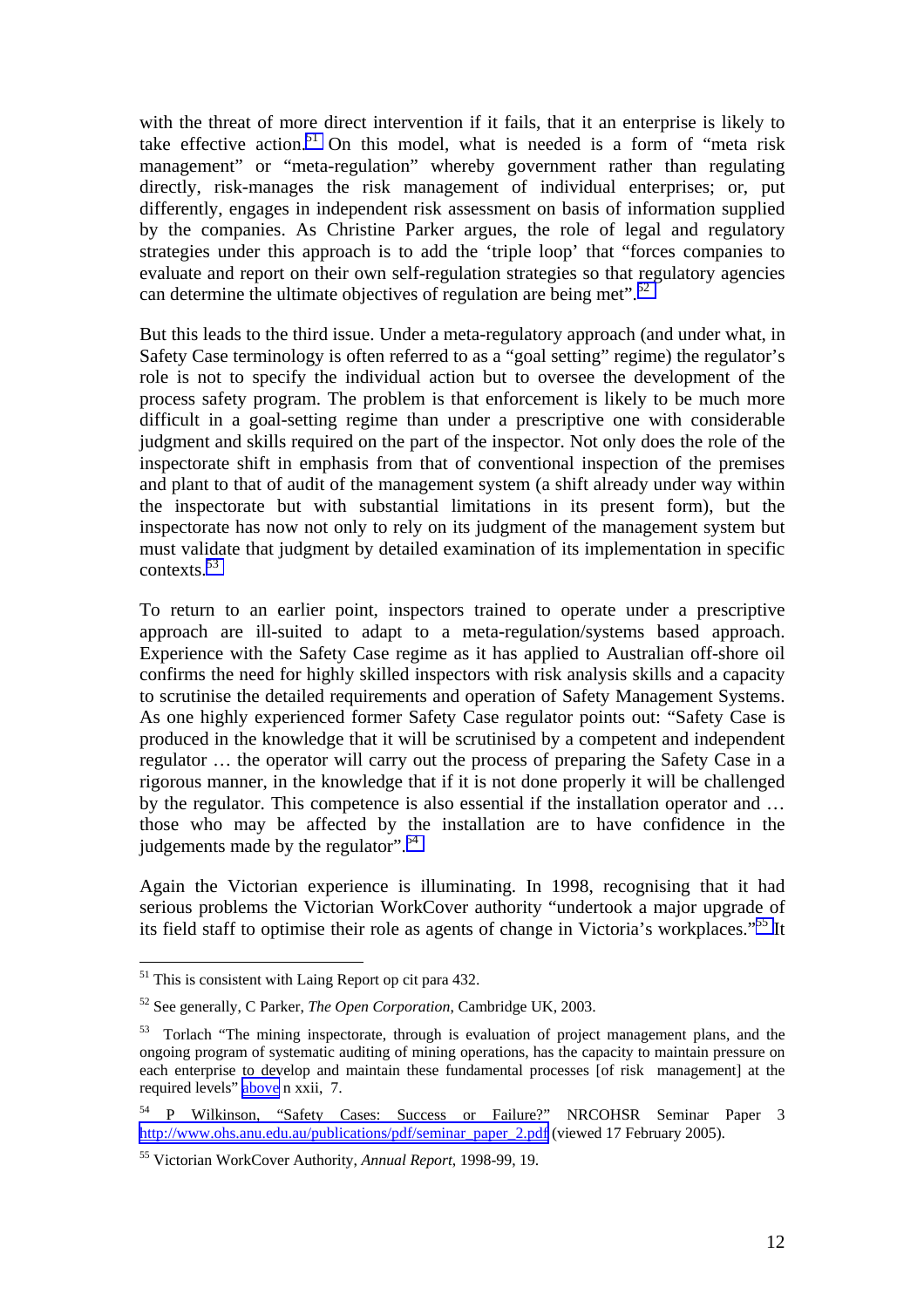with the threat of more direct intervention if it fails, that it an enterprise is likely to take effective action.[51] On this model, what is needed is a form of "meta risk management" or "meta-regulation" whereby government rather than regulating directly, risk-manages the risk management of individual enterprises; or, put differently, engages in independent risk assessment on basis of information supplied by the companies. As Christine Parker argues, the role of legal and regulatory strategies under this approach is to add the 'triple loop' that "forces companies to evaluate and report on their own self-regulation strategies so that regulatory agencies can determine the ultimate objectives of regulation are being met".[52]

But this leads to the third issue. Under a meta-regulatory approach (and under what, in Safety Case terminology is often referred to as a "goal setting" regime) the regulator's role is not to specify the individual action but to oversee the development of the process safety program. The problem is that enforcement is likely to be much more difficult in a goal-setting regime than under a prescriptive one with considerable judgment and skills required on the part of the inspector. Not only does the role of the inspectorate shift in emphasis from that of conventional inspection of the premises and plant to that of audit of the management system (a shift already under way within the inspectorate but with substantial limitations in its present form), but the inspectorate has now not only to rely on its judgment of the management system but must validate that judgment by detailed examination of its implementation in specific contexts.[53]

To return to an earlier point, inspectors trained to operate under a prescriptive approach are ill-suited to adapt to a meta-regulation/systems based approach. Experience with the Safety Case regime as it has applied to Australian off-shore oil confirms the need for highly skilled inspectors with risk analysis skills and a capacity to scrutinise the detailed requirements and operation of Safety Management Systems. As one highly experienced former Safety Case regulator points out: "Safety Case is produced in the knowledge that it will be scrutinised by a competent and independent regulator … the operator will carry out the process of preparing the Safety Case in a rigorous manner, in the knowledge that if it is not done properly it will be challenged by the regulator. This competence is also essential if the installation operator and … those who may be affected by the installation are to have confidence in the judgements made by the regulator".[54]

Again the Victorian experience is illuminating. In 1998, recognising that it had serious problems the Victorian WorkCover authority "undertook a major upgrade of its field staff to optimise their role as agents of change in Victoria's workplaces."[55] It

---

[51] This is consistent with Laing Report op cit para 432.

[52] See generally, C Parker, *The Open Corporation*, Cambridge UK, 2003.

[53] Torlach "The mining inspectorate, through is evaluation of project management plans, and the ongoing program of systematic auditing of mining operations, has the capacity to maintain pressure on each enterprise to develop and maintain these fundamental processes [of risk management] at the required levels" above n xxii, 7.

[54] P Wilkinson, "Safety Cases: Success or Failure?" NRCOHSR Seminar Paper 3 http://www.ohs.anu.edu.au/publications/pdf/seminar_paper_2.pdf (viewed 17 February 2005).

[55] Victorian WorkCover Authority, *Annual Report*, 1998-99, 19.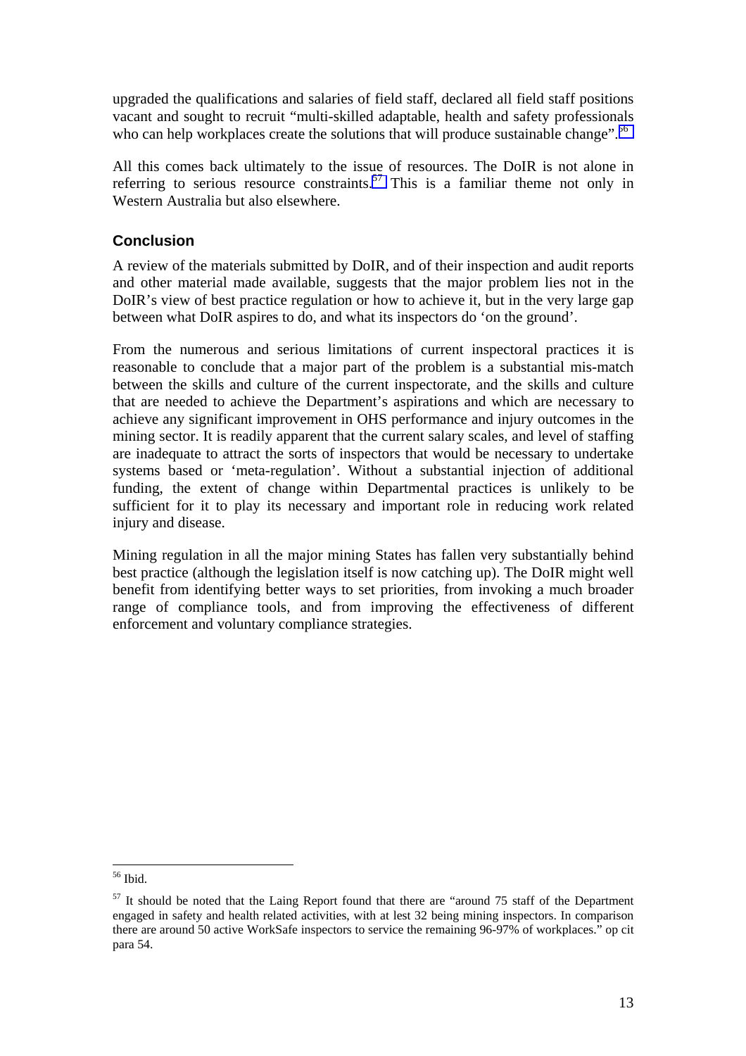upgraded the qualifications and salaries of field staff, declared all field staff positions vacant and sought to recruit "multi-skilled adaptable, health and safety professionals who can help workplaces create the solutions that will produce sustainable change".[56]

All this comes back ultimately to the issue of resources. The DoIR is not alone in referring to serious resource constraints.[57] This is a familiar theme not only in Western Australia but also elsewhere.

## Conclusion

A review of the materials submitted by DoIR, and of their inspection and audit reports and other material made available, suggests that the major problem lies not in the DoIR's view of best practice regulation or how to achieve it, but in the very large gap between what DoIR aspires to do, and what its inspectors do 'on the ground'.

From the numerous and serious limitations of current inspectoral practices it is reasonable to conclude that a major part of the problem is a substantial mis-match between the skills and culture of the current inspectorate, and the skills and culture that are needed to achieve the Department's aspirations and which are necessary to achieve any significant improvement in OHS performance and injury outcomes in the mining sector. It is readily apparent that the current salary scales, and level of staffing are inadequate to attract the sorts of inspectors that would be necessary to undertake systems based or 'meta-regulation'. Without a substantial injection of additional funding, the extent of change within Departmental practices is unlikely to be sufficient for it to play its necessary and important role in reducing work related injury and disease.

Mining regulation in all the major mining States has fallen very substantially behind best practice (although the legislation itself is now catching up). The DoIR might well benefit from identifying better ways to set priorities, from invoking a much broader range of compliance tools, and from improving the effectiveness of different enforcement and voluntary compliance strategies.

---

[56] Ibid.

[57] It should be noted that the Laing Report found that there are "around 75 staff of the Department engaged in safety and health related activities, with at lest 32 being mining inspectors. In comparison there are around 50 active WorkSafe inspectors to service the remaining 96-97% of workplaces." op cit para 54.